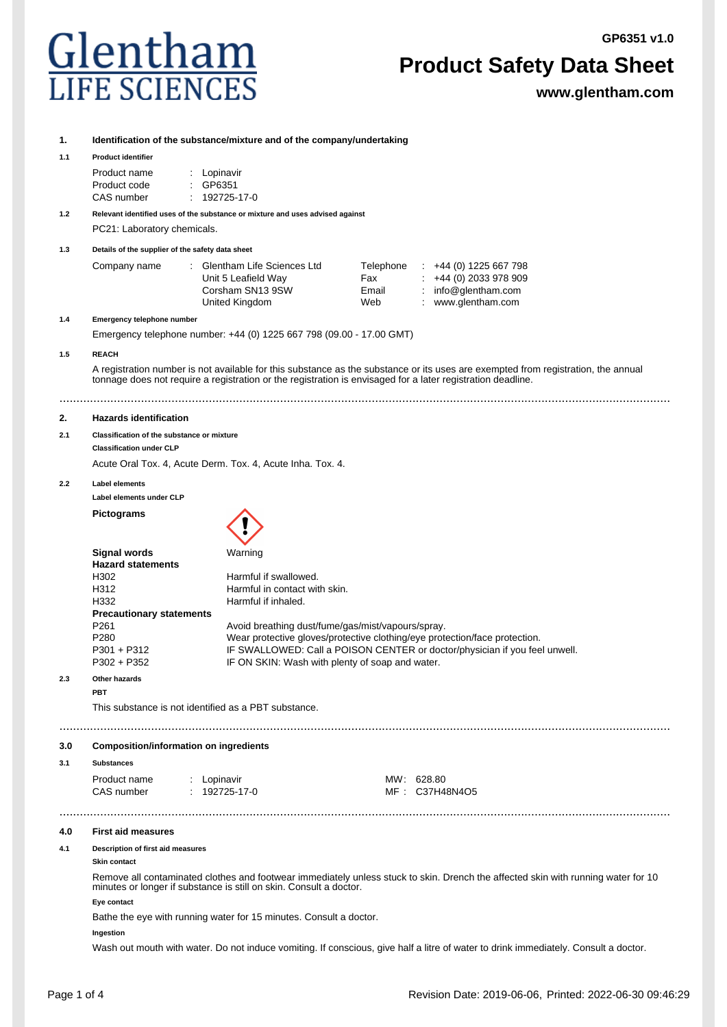Glentham LIFE SCIENCES

GP6351 v1.0

# Product Safety Data Sheet

**www.glentham.com**

## 1. Identification of the substance/mixture and of the company/undertaking

### 1.1 Product identifier

| | | |
|---|---|---|
| Product name | : | Lopinavir |
| Product code | : | GP6351 |
| CAS number | : | 192725-17-0 |

### 1.2 Relevant identified uses of the substance or mixture and uses advised against

PC21: Laboratory chemicals.

### 1.3 Details of the supplier of the safety data sheet

| | | | | | |
|---|---|---|---|---|---|
| Company name | : | Glentham Life Sciences Ltd<br>Unit 5 Leafield Way<br>Corsham SN13 9SW<br>United Kingdom | Telephone<br>Fax<br>Email<br>Web | : | +44 (0) 1225 667 798<br>+44 (0) 2033 978 909<br>info@glentham.com<br>www.glentham.com |

### 1.4 Emergency telephone number

Emergency telephone number: +44 (0) 1225 667 798 (09.00 - 17.00 GMT)

### 1.5 REACH

A registration number is not available for this substance as the substance or its uses are exempted from registration, the annual tonnage does not require a registration or the registration is envisaged for a later registration deadline.

## 2. Hazards identification

### 2.1 Classification of the substance or mixture

**Classification under CLP**

Acute Oral Tox. 4, Acute Derm. Tox. 4, Acute Inha. Tox. 4.

### 2.2 Label elements

**Label elements under CLP**

**Pictograms**

**Signal words** Warning

**Hazard statements**

| | |
|---|---|
| H302 | Harmful if swallowed. |
| H312 | Harmful in contact with skin. |
| H332 | Harmful if inhaled. |

**Precautionary statements**

| | |
|---|---|
| P261 | Avoid breathing dust/fume/gas/mist/vapours/spray. |
| P280 | Wear protective gloves/protective clothing/eye protection/face protection. |
| P301 + P312 | IF SWALLOWED: Call a POISON CENTER or doctor/physician if you feel unwell. |
| P302 + P352 | IF ON SKIN: Wash with plenty of soap and water. |

### 2.3 Other hazards

**PBT**

This substance is not identified as a PBT substance.

## 3.0 Composition/information on ingredients

### 3.1 Substances

| | | | | | |
|---|---|---|---|---|---|
| Product name | : | Lopinavir | MW | : | 628.80 |
| CAS number | : | 192725-17-0 | MF | : | $C_{37}H_{48}N_4O_5$ |

## 4.0 First aid measures

### 4.1 Description of first aid measures

**Skin contact**

Remove all contaminated clothes and footwear immediately unless stuck to skin. Drench the affected skin with running water for 10 minutes or longer if substance is still on skin. Consult a doctor.

**Eye contact**

Bathe the eye with running water for 15 minutes. Consult a doctor.

**Ingestion**

Wash out mouth with water. Do not induce vomiting. If conscious, give half a litre of water to drink immediately. Consult a doctor.

Revision Date: 2019-06-06, Printed: 2022-06-30 09:46:29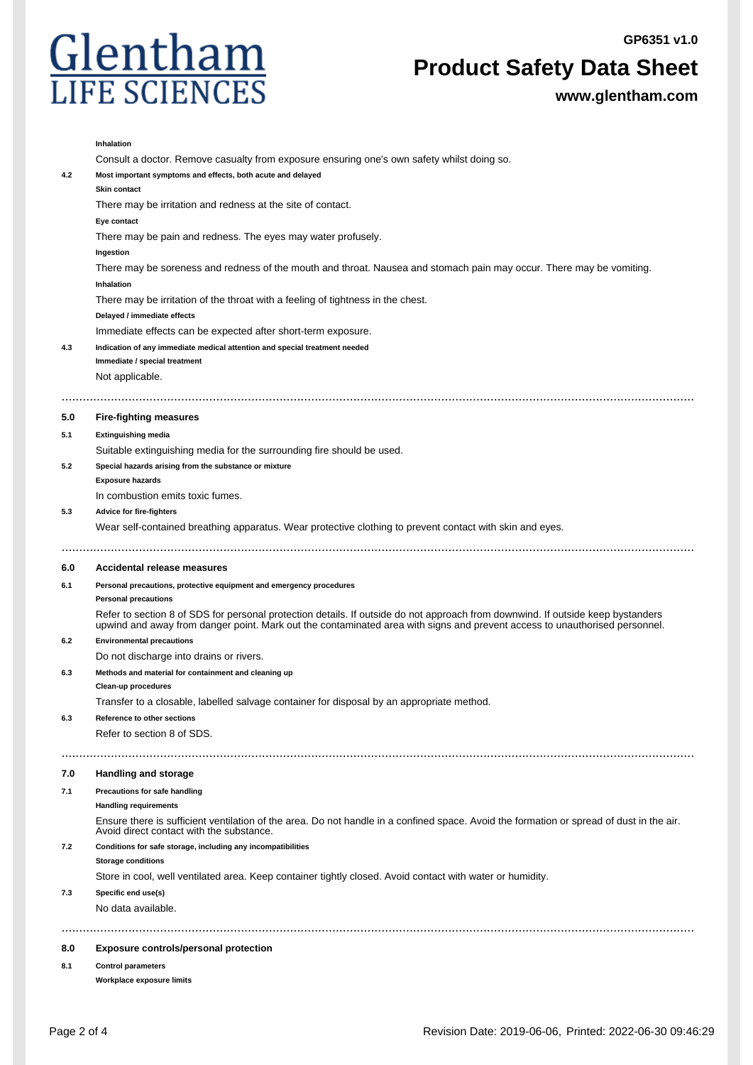**Inhalation**

Consult a doctor. Remove casualty from exposure ensuring one's own safety whilst doing so.

**4.2 Most important symptoms and effects, both acute and delayed**

**Skin contact**

There may be irritation and redness at the site of contact.

**Eye contact**

There may be pain and redness. The eyes may water profusely.

**Ingestion**

There may be soreness and redness of the mouth and throat. Nausea and stomach pain may occur. There may be vomiting.

**Inhalation**

There may be irritation of the throat with a feeling of tightness in the chest.

**Delayed / immediate effects**

Immediate effects can be expected after short-term exposure.

**4.3 Indication of any immediate medical attention and special treatment needed**

**Immediate / special treatment**

Not applicable.

## 5.0 Fire-fighting measures

**5.1 Extinguishing media**

Suitable extinguishing media for the surrounding fire should be used.

**5.2 Special hazards arising from the substance or mixture**

**Exposure hazards**

In combustion emits toxic fumes.

**5.3 Advice for fire-fighters**

Wear self-contained breathing apparatus. Wear protective clothing to prevent contact with skin and eyes.

## 6.0 Accidental release measures

**6.1 Personal precautions, protective equipment and emergency procedures**

**Personal precautions**

Refer to section 8 of SDS for personal protection details. If outside do not approach from downwind. If outside keep bystanders upwind and away from danger point. Mark out the contaminated area with signs and prevent access to unauthorised personnel.

**6.2 Environmental precautions**

Do not discharge into drains or rivers.

**6.3 Methods and material for containment and cleaning up**

**Clean-up procedures**

Transfer to a closable, labelled salvage container for disposal by an appropriate method.

**6.3 Reference to other sections**

Refer to section 8 of SDS.

## 7.0 Handling and storage

**7.1 Precautions for safe handling**

**Handling requirements**

Ensure there is sufficient ventilation of the area. Do not handle in a confined space. Avoid the formation or spread of dust in the air. Avoid direct contact with the substance.

**7.2 Conditions for safe storage, including any incompatibilities**

**Storage conditions**

Store in cool, well ventilated area. Keep container tightly closed. Avoid contact with water or humidity.

**7.3 Specific end use(s)**

No data available.

## 8.0 Exposure controls/personal protection

**8.1 Control parameters**

**Workplace exposure limits**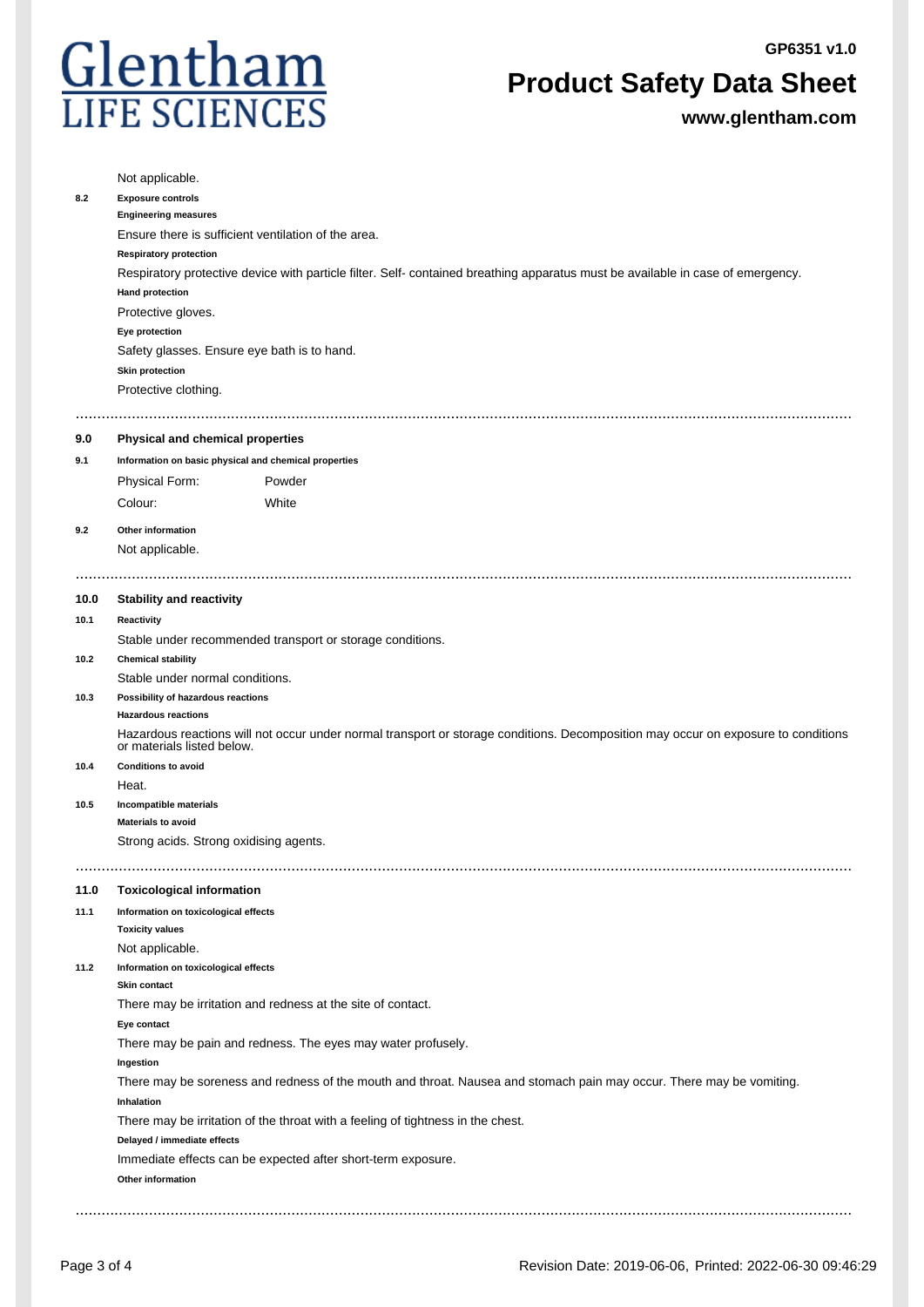Not applicable.

**8.2 Exposure controls**

**Engineering measures**

Ensure there is sufficient ventilation of the area.

**Respiratory protection**

Respiratory protective device with particle filter. Self- contained breathing apparatus must be available in case of emergency.

**Hand protection**

Protective gloves.

**Eye protection**

Safety glasses. Ensure eye bath is to hand.

**Skin protection**

Protective clothing.

---

## 9.0 Physical and chemical properties

**9.1 Information on basic physical and chemical properties**

| | |
|---|---|
| Physical Form: | Powder |
| Colour: | White |

**9.2 Other information**

Not applicable.

---

## 10.0 Stability and reactivity

**10.1 Reactivity**

Stable under recommended transport or storage conditions.

**10.2 Chemical stability**

Stable under normal conditions.

**10.3 Possibility of hazardous reactions**

**Hazardous reactions**

Hazardous reactions will not occur under normal transport or storage conditions. Decomposition may occur on exposure to conditions or materials listed below.

**10.4 Conditions to avoid**

Heat.

**10.5 Incompatible materials**

**Materials to avoid**

Strong acids. Strong oxidising agents.

---

## 11.0 Toxicological information

**11.1 Information on toxicological effects**

**Toxicity values**

Not applicable.

**11.2 Information on toxicological effects**

**Skin contact**

There may be irritation and redness at the site of contact.

**Eye contact**

There may be pain and redness. The eyes may water profusely.

**Ingestion**

There may be soreness and redness of the mouth and throat. Nausea and stomach pain may occur. There may be vomiting.

**Inhalation**

There may be irritation of the throat with a feeling of tightness in the chest.

**Delayed / immediate effects**

Immediate effects can be expected after short-term exposure.

**Other information**

---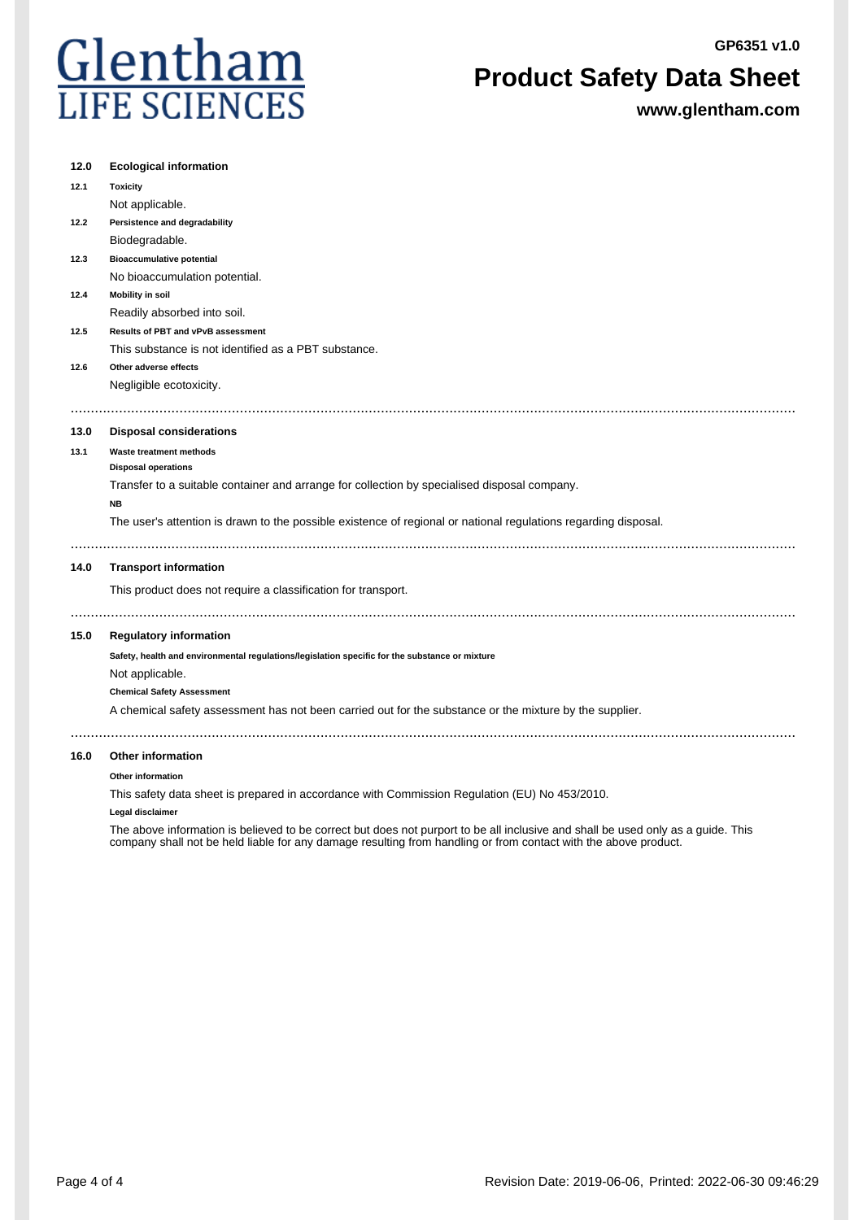## 12.0 Ecological information

**12.1 Toxicity**

Not applicable.

**12.2 Persistence and degradability**

Biodegradable.

**12.3 Bioaccumulative potential**

No bioaccumulation potential.

**12.4 Mobility in soil**

Readily absorbed into soil.

**12.5 Results of PBT and vPvB assessment**

This substance is not identified as a PBT substance.

**12.6 Other adverse effects**

Negligible ecotoxicity.

## 13.0 Disposal considerations

**13.1 Waste treatment methods**

**Disposal operations**

Transfer to a suitable container and arrange for collection by specialised disposal company.

**NB**

The user's attention is drawn to the possible existence of regional or national regulations regarding disposal.

## 14.0 Transport information

This product does not require a classification for transport.

## 15.0 Regulatory information

**Safety, health and environmental regulations/legislation specific for the substance or mixture**

Not applicable.

**Chemical Safety Assessment**

A chemical safety assessment has not been carried out for the substance or the mixture by the supplier.

## 16.0 Other information

**Other information**

This safety data sheet is prepared in accordance with Commission Regulation (EU) No 453/2010.

**Legal disclaimer**

The above information is believed to be correct but does not purport to be all inclusive and shall be used only as a guide. This company shall not be held liable for any damage resulting from handling or from contact with the above product.

Revision Date: 2019-06-06, Printed: 2022-06-30 09:46:29